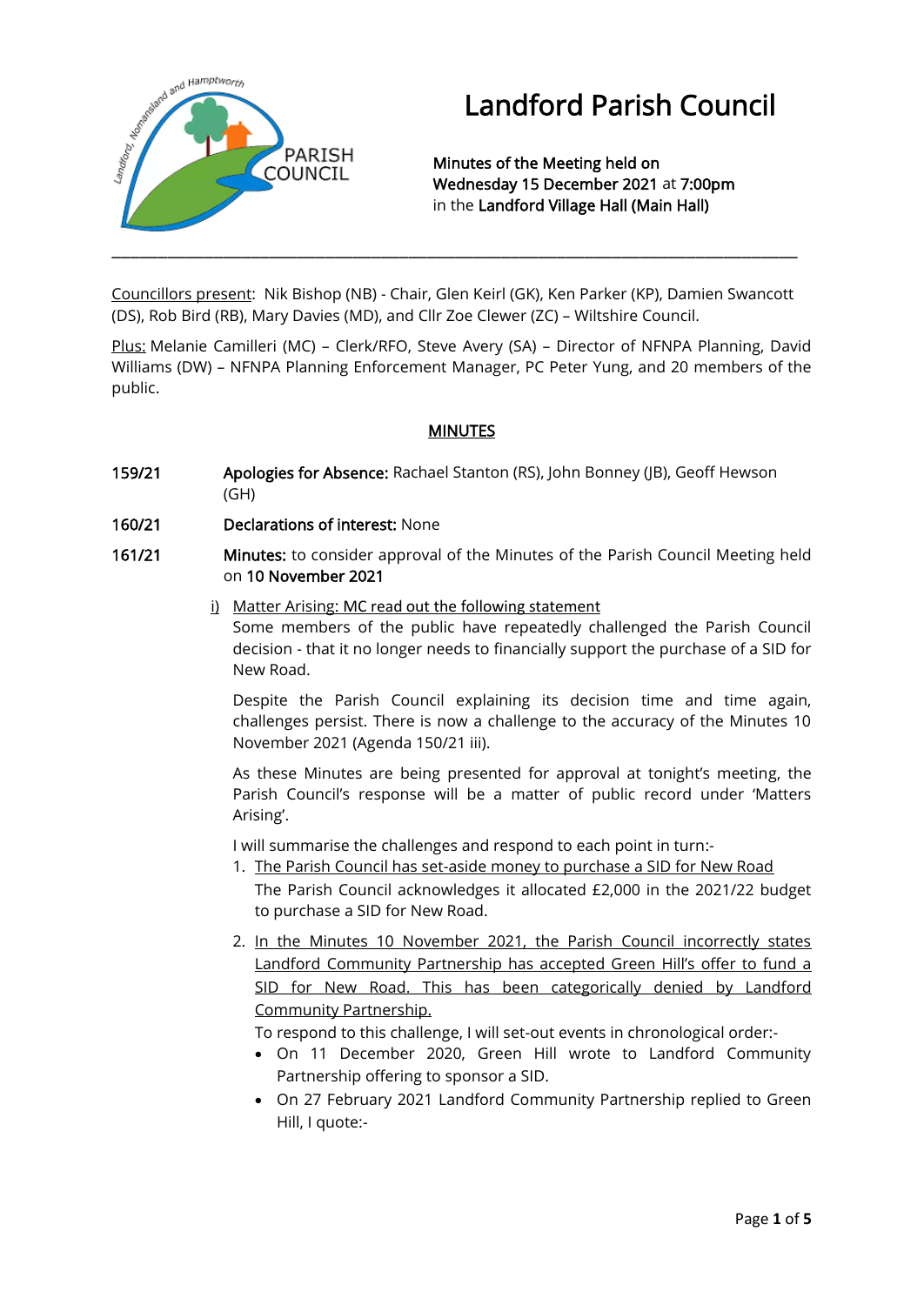# Landford Parish Council

**Minutes of the Meeting held on**
**Wednesday 15 December 2021** at **7:00pm**
in the **Landford Village Hall (Main Hall)**

---

Councillors present: Nik Bishop (NB) - Chair, Glen Keirl (GK), Ken Parker (KP), Damien Swancott (DS), Rob Bird (RB), Mary Davies (MD), and Cllr Zoe Clewer (ZC) – Wiltshire Council.

Plus: Melanie Camilleri (MC) – Clerk/RFO, Steve Avery (SA) – Director of NFNPA Planning, David Williams (DW) – NFNPA Planning Enforcement Manager, PC Peter Yung, and 20 members of the public.

## MINUTES

**159/21** **Apologies for Absence:** Rachael Stanton (RS), John Bonney (JB), Geoff Hewson (GH)

**160/21** **Declarations of interest:** None

**161/21** **Minutes:** to consider approval of the Minutes of the Parish Council Meeting held on **10 November 2021**

i) Matter Arising: MC read out the following statement

Some members of the public have repeatedly challenged the Parish Council decision - that it no longer needs to financially support the purchase of a SID for New Road.

Despite the Parish Council explaining its decision time and time again, challenges persist. There is now a challenge to the accuracy of the Minutes 10 November 2021 (Agenda 150/21 iii).

As these Minutes are being presented for approval at tonight's meeting, the Parish Council's response will be a matter of public record under 'Matters Arising'.

I will summarise the challenges and respond to each point in turn:-

1. The Parish Council has set-aside money to purchase a SID for New Road

   The Parish Council acknowledges it allocated £2,000 in the 2021/22 budget to purchase a SID for New Road.

2. In the Minutes 10 November 2021, the Parish Council incorrectly states Landford Community Partnership has accepted Green Hill's offer to fund a SID for New Road. This has been categorically denied by Landford Community Partnership.

   To respond to this challenge, I will set-out events in chronological order:-

   - On 11 December 2020, Green Hill wrote to Landford Community Partnership offering to sponsor a SID.
   - On 27 February 2021 Landford Community Partnership replied to Green Hill, I quote:-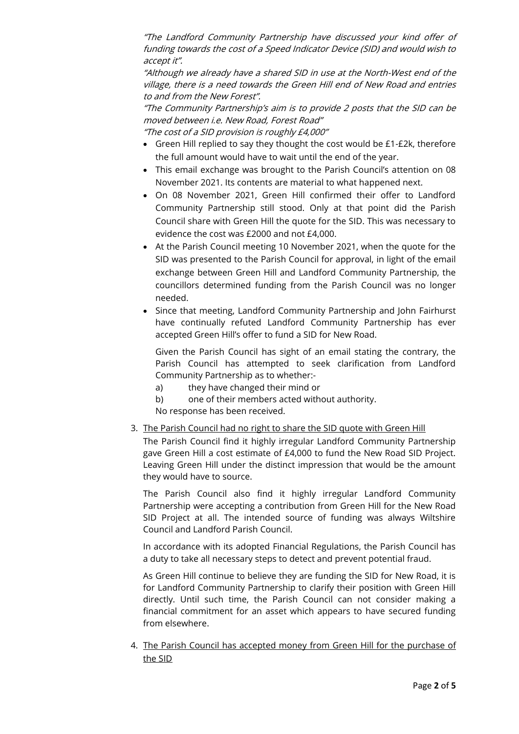*"The Landford Community Partnership have discussed your kind offer of funding towards the cost of a Speed Indicator Device (SID) and would wish to accept it".*

*"Although we already have a shared SID in use at the North-West end of the village, there is a need towards the Green Hill end of New Road and entries to and from the New Forest".*

*"The Community Partnership's aim is to provide 2 posts that the SID can be moved between i.e. New Road, Forest Road"*

*"The cost of a SID provision is roughly £4,000"*

- Green Hill replied to say they thought the cost would be £1-£2k, therefore the full amount would have to wait until the end of the year.
- This email exchange was brought to the Parish Council's attention on 08 November 2021. Its contents are material to what happened next.
- On 08 November 2021, Green Hill confirmed their offer to Landford Community Partnership still stood. Only at that point did the Parish Council share with Green Hill the quote for the SID. This was necessary to evidence the cost was £2000 and not £4,000.
- At the Parish Council meeting 10 November 2021, when the quote for the SID was presented to the Parish Council for approval, in light of the email exchange between Green Hill and Landford Community Partnership, the councillors determined funding from the Parish Council was no longer needed.
- Since that meeting, Landford Community Partnership and John Fairhurst have continually refuted Landford Community Partnership has ever accepted Green Hill's offer to fund a SID for New Road.

  Given the Parish Council has sight of an email stating the contrary, the Parish Council has attempted to seek clarification from Landford Community Partnership as to whether:-

  a) they have changed their mind or

  b) one of their members acted without authority.

  No response has been received.

3. <u>The Parish Council had no right to share the SID quote with Green Hill</u>

   The Parish Council find it highly irregular Landford Community Partnership gave Green Hill a cost estimate of £4,000 to fund the New Road SID Project. Leaving Green Hill under the distinct impression that would be the amount they would have to source.

   The Parish Council also find it highly irregular Landford Community Partnership were accepting a contribution from Green Hill for the New Road SID Project at all. The intended source of funding was always Wiltshire Council and Landford Parish Council.

   In accordance with its adopted Financial Regulations, the Parish Council has a duty to take all necessary steps to detect and prevent potential fraud.

   As Green Hill continue to believe they are funding the SID for New Road, it is for Landford Community Partnership to clarify their position with Green Hill directly. Until such time, the Parish Council can not consider making a financial commitment for an asset which appears to have secured funding from elsewhere.

4. <u>The Parish Council has accepted money from Green Hill for the purchase of the SID</u>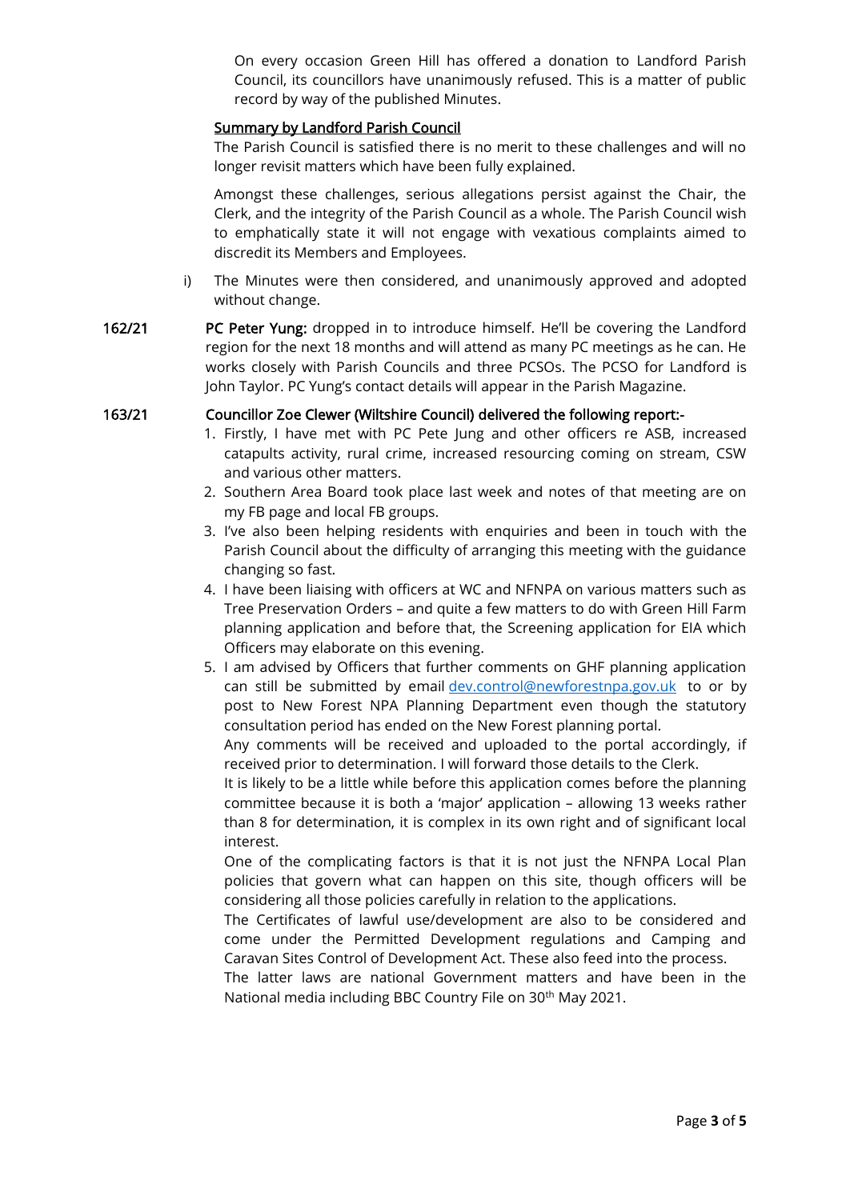On every occasion Green Hill has offered a donation to Landford Parish Council, its councillors have unanimously refused. This is a matter of public record by way of the published Minutes.

**Summary by Landford Parish Council**

The Parish Council is satisfied there is no merit to these challenges and will no longer revisit matters which have been fully explained.

Amongst these challenges, serious allegations persist against the Chair, the Clerk, and the integrity of the Parish Council as a whole. The Parish Council wish to emphatically state it will not engage with vexatious complaints aimed to discredit its Members and Employees.

i) The Minutes were then considered, and unanimously approved and adopted without change.

**162/21** **PC Peter Yung:** dropped in to introduce himself. He'll be covering the Landford region for the next 18 months and will attend as many PC meetings as he can. He works closely with Parish Councils and three PCSOs. The PCSO for Landford is John Taylor. PC Yung's contact details will appear in the Parish Magazine.

**163/21** **Councillor Zoe Clewer (Wiltshire Council) delivered the following report:-**

1. Firstly, I have met with PC Pete Jung and other officers re ASB, increased catapults activity, rural crime, increased resourcing coming on stream, CSW and various other matters.
2. Southern Area Board took place last week and notes of that meeting are on my FB page and local FB groups.
3. I've also been helping residents with enquiries and been in touch with the Parish Council about the difficulty of arranging this meeting with the guidance changing so fast.
4. I have been liaising with officers at WC and NFNPA on various matters such as Tree Preservation Orders – and quite a few matters to do with Green Hill Farm planning application and before that, the Screening application for EIA which Officers may elaborate on this evening.
5. I am advised by Officers that further comments on GHF planning application can still be submitted by email dev.control@newforestnpa.gov.uk to or by post to New Forest NPA Planning Department even though the statutory consultation period has ended on the New Forest planning portal.

   Any comments will be received and uploaded to the portal accordingly, if received prior to determination. I will forward those details to the Clerk.

   It is likely to be a little while before this application comes before the planning committee because it is both a 'major' application – allowing 13 weeks rather than 8 for determination, it is complex in its own right and of significant local interest.

   One of the complicating factors is that it is not just the NFNPA Local Plan policies that govern what can happen on this site, though officers will be considering all those policies carefully in relation to the applications.

   The Certificates of lawful use/development are also to be considered and come under the Permitted Development regulations and Camping and Caravan Sites Control of Development Act. These also feed into the process.

   The latter laws are national Government matters and have been in the National media including BBC Country File on 30th May 2021.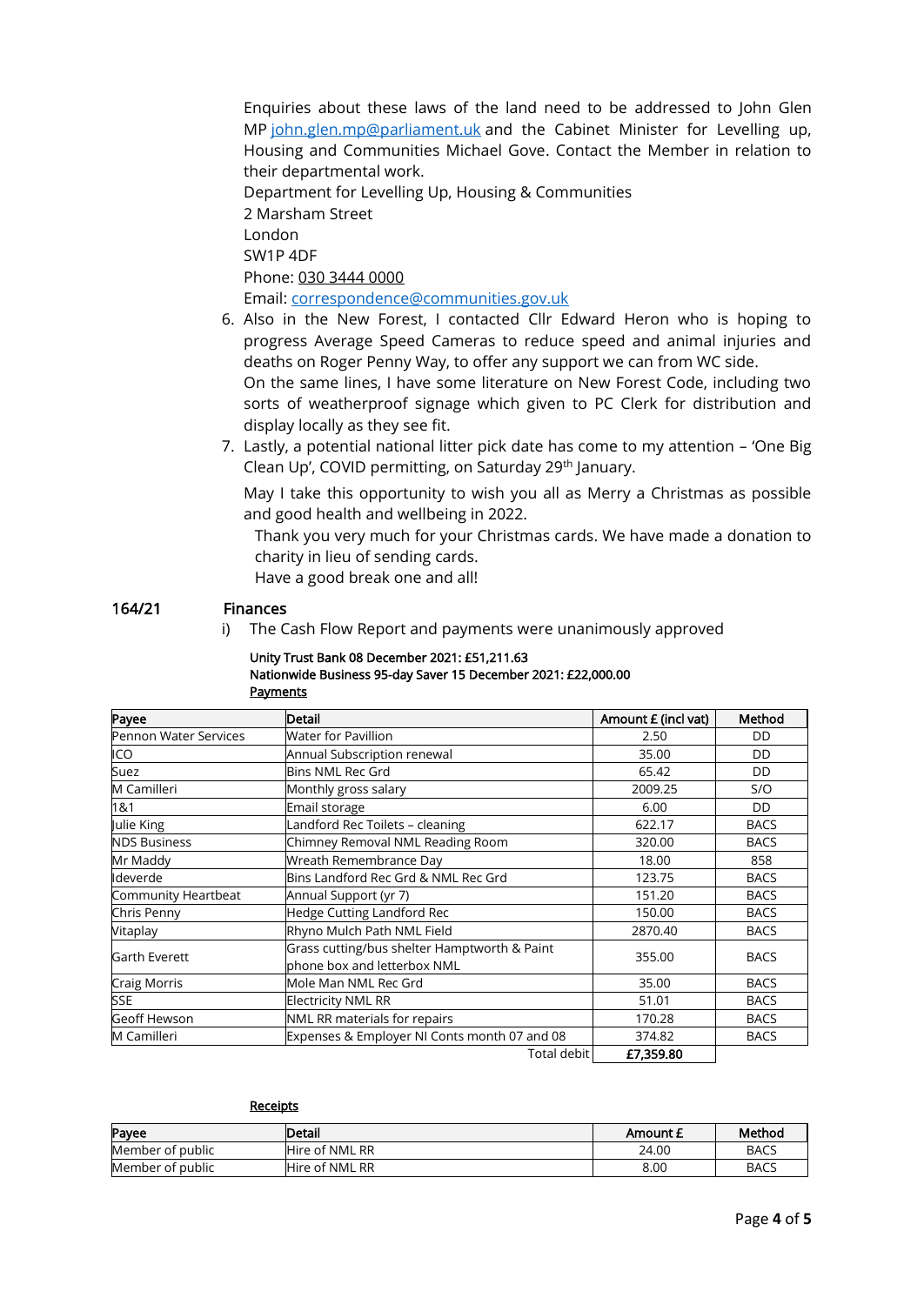Enquiries about these laws of the land need to be addressed to John Glen MP john.glen.mp@parliament.uk and the Cabinet Minister for Levelling up, Housing and Communities Michael Gove. Contact the Member in relation to their departmental work.
Department for Levelling Up, Housing & Communities
2 Marsham Street
London
SW1P 4DF
Phone: 030 3444 0000
Email: correspondence@communities.gov.uk

6. Also in the New Forest, I contacted Cllr Edward Heron who is hoping to progress Average Speed Cameras to reduce speed and animal injuries and deaths on Roger Penny Way, to offer any support we can from WC side.
   On the same lines, I have some literature on New Forest Code, including two sorts of weatherproof signage which given to PC Clerk for distribution and display locally as they see fit.
7. Lastly, a potential national litter pick date has come to my attention – 'One Big Clean Up', COVID permitting, on Saturday 29th January.

May I take this opportunity to wish you all as Merry a Christmas as possible and good health and wellbeing in 2022.

Thank you very much for your Christmas cards. We have made a donation to charity in lieu of sending cards.
Have a good break one and all!

## 164/21 Finances

i) The Cash Flow Report and payments were unanimously approved

**Unity Trust Bank 08 December 2021: £51,211.63**
**Nationwide Business 95-day Saver 15 December 2021: £22,000.00**
**Payments**

| Payee | Detail | Amount £ (incl vat) | Method |
|---|---|---|---|
| Pennon Water Services | Water for Pavillion | 2.50 | DD |
| ICO | Annual Subscription renewal | 35.00 | DD |
| Suez | Bins NML Rec Grd | 65.42 | DD |
| M Camilleri | Monthly gross salary | 2009.25 | S/O |
| 1&1 | Email storage | 6.00 | DD |
| Julie King | Landford Rec Toilets – cleaning | 622.17 | BACS |
| NDS Business | Chimney Removal NML Reading Room | 320.00 | BACS |
| Mr Maddy | Wreath Remembrance Day | 18.00 | 858 |
| Ideverde | Bins Landford Rec Grd & NML Rec Grd | 123.75 | BACS |
| Community Heartbeat | Annual Support (yr 7) | 151.20 | BACS |
| Chris Penny | Hedge Cutting Landford Rec | 150.00 | BACS |
| Vitaplay | Rhyno Mulch Path NML Field | 2870.40 | BACS |
| Garth Everett | Grass cutting/bus shelter Hamptworth & Paint phone box and letterbox NML | 355.00 | BACS |
| Craig Morris | Mole Man NML Rec Grd | 35.00 | BACS |
| SSE | Electricity NML RR | 51.01 | BACS |
| Geoff Hewson | NML RR materials for repairs | 170.28 | BACS |
| M Camilleri | Expenses & Employer NI Conts month 07 and 08 | 374.82 | BACS |
| | Total debit | **£7,359.80** | |

**Receipts**

| Payee | Detail | Amount £ | Method |
|---|---|---|---|
| Member of public | Hire of NML RR | 24.00 | BACS |
| Member of public | Hire of NML RR | 8.00 | BACS |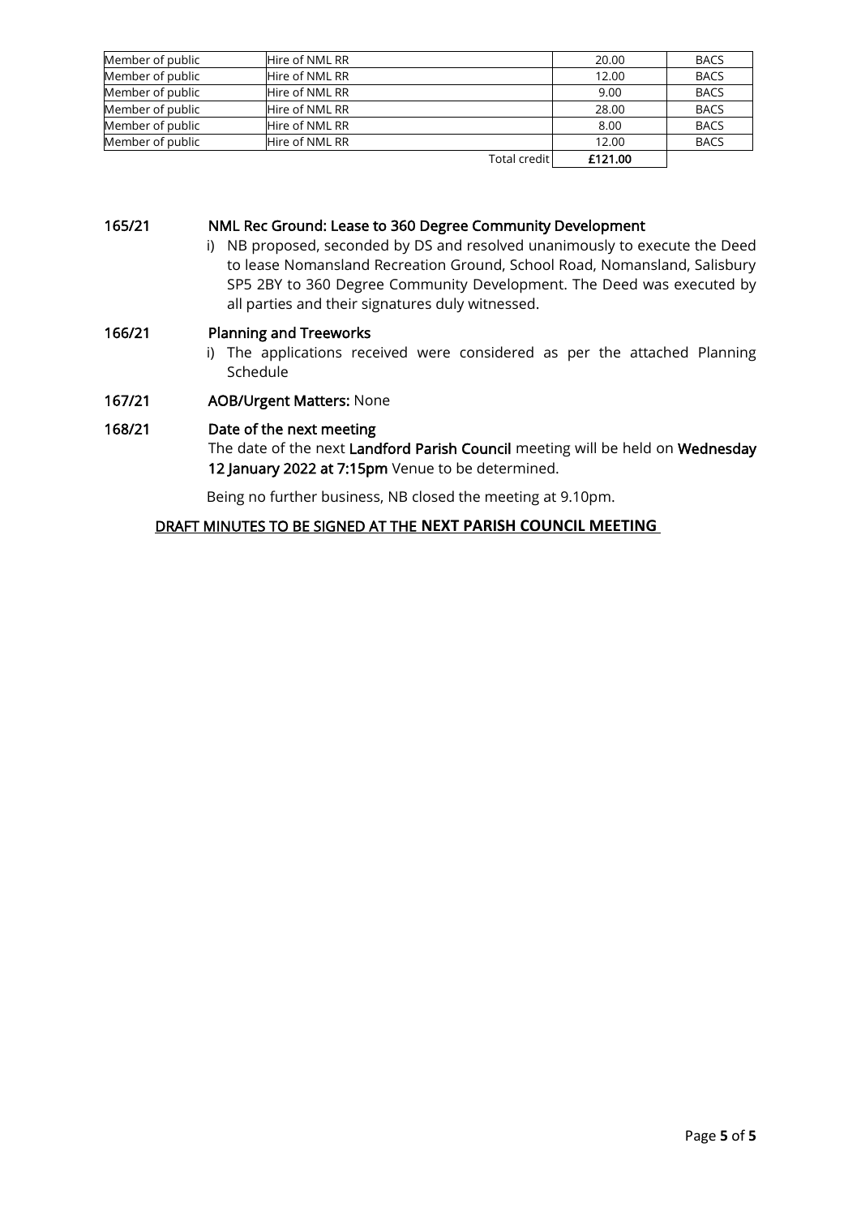| | | | |
|---|---|---|---|
| Member of public | Hire of NML RR | 20.00 | BACS |
| Member of public | Hire of NML RR | 12.00 | BACS |
| Member of public | Hire of NML RR | 9.00 | BACS |
| Member of public | Hire of NML RR | 28.00 | BACS |
| Member of public | Hire of NML RR | 8.00 | BACS |
| Member of public | Hire of NML RR | 12.00 | BACS |
| | Total credit | **£121.00** | |

**165/21 NML Rec Ground: Lease to 360 Degree Community Development**

i) NB proposed, seconded by DS and resolved unanimously to execute the Deed to lease Nomansland Recreation Ground, School Road, Nomansland, Salisbury SP5 2BY to 360 Degree Community Development. The Deed was executed by all parties and their signatures duly witnessed.

**166/21 Planning and Treeworks**

i) The applications received were considered as per the attached Planning Schedule

**167/21 AOB/Urgent Matters:** None

**168/21 Date of the next meeting**

The date of the next **Landford Parish Council** meeting will be held on **Wednesday 12 January 2022 at 7:15pm** Venue to be determined.

Being no further business, NB closed the meeting at 9.10pm.

**DRAFT MINUTES TO BE SIGNED AT THE NEXT PARISH COUNCIL MEETING**